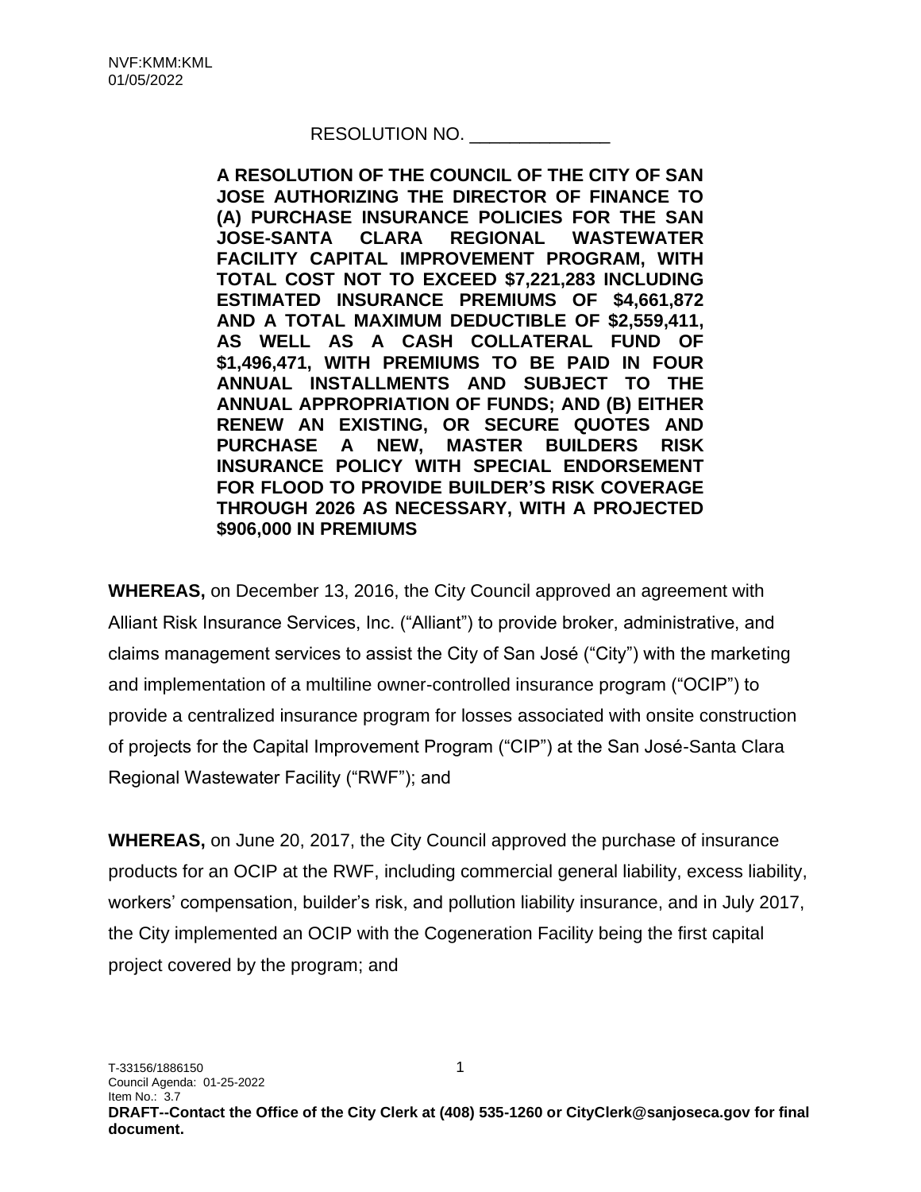NVF:KMM:KML
01/05/2022

RESOLUTION NO. ______________

**A RESOLUTION OF THE COUNCIL OF THE CITY OF SAN JOSE AUTHORIZING THE DIRECTOR OF FINANCE TO (A) PURCHASE INSURANCE POLICIES FOR THE SAN JOSE-SANTA CLARA REGIONAL WASTEWATER FACILITY CAPITAL IMPROVEMENT PROGRAM, WITH TOTAL COST NOT TO EXCEED $7,221,283 INCLUDING ESTIMATED INSURANCE PREMIUMS OF $4,661,872 AND A TOTAL MAXIMUM DEDUCTIBLE OF $2,559,411, AS WELL AS A CASH COLLATERAL FUND OF $1,496,471, WITH PREMIUMS TO BE PAID IN FOUR ANNUAL INSTALLMENTS AND SUBJECT TO THE ANNUAL APPROPRIATION OF FUNDS; AND (B) EITHER RENEW AN EXISTING, OR SECURE QUOTES AND PURCHASE A NEW, MASTER BUILDERS RISK INSURANCE POLICY WITH SPECIAL ENDORSEMENT FOR FLOOD TO PROVIDE BUILDER'S RISK COVERAGE THROUGH 2026 AS NECESSARY, WITH A PROJECTED $906,000 IN PREMIUMS**

**WHEREAS,** on December 13, 2016, the City Council approved an agreement with Alliant Risk Insurance Services, Inc. ("Alliant") to provide broker, administrative, and claims management services to assist the City of San José ("City") with the marketing and implementation of a multiline owner-controlled insurance program ("OCIP") to provide a centralized insurance program for losses associated with onsite construction of projects for the Capital Improvement Program ("CIP") at the San José-Santa Clara Regional Wastewater Facility ("RWF"); and

**WHEREAS,** on June 20, 2017, the City Council approved the purchase of insurance products for an OCIP at the RWF, including commercial general liability, excess liability, workers' compensation, builder's risk, and pollution liability insurance, and in July 2017, the City implemented an OCIP with the Cogeneration Facility being the first capital project covered by the program; and

T-33156/1886150
Council Agenda: 01-25-2022
Item No.: 3.7
**DRAFT--Contact the Office of the City Clerk at (408) 535-1260 or CityClerk@sanjoseca.gov for final document.**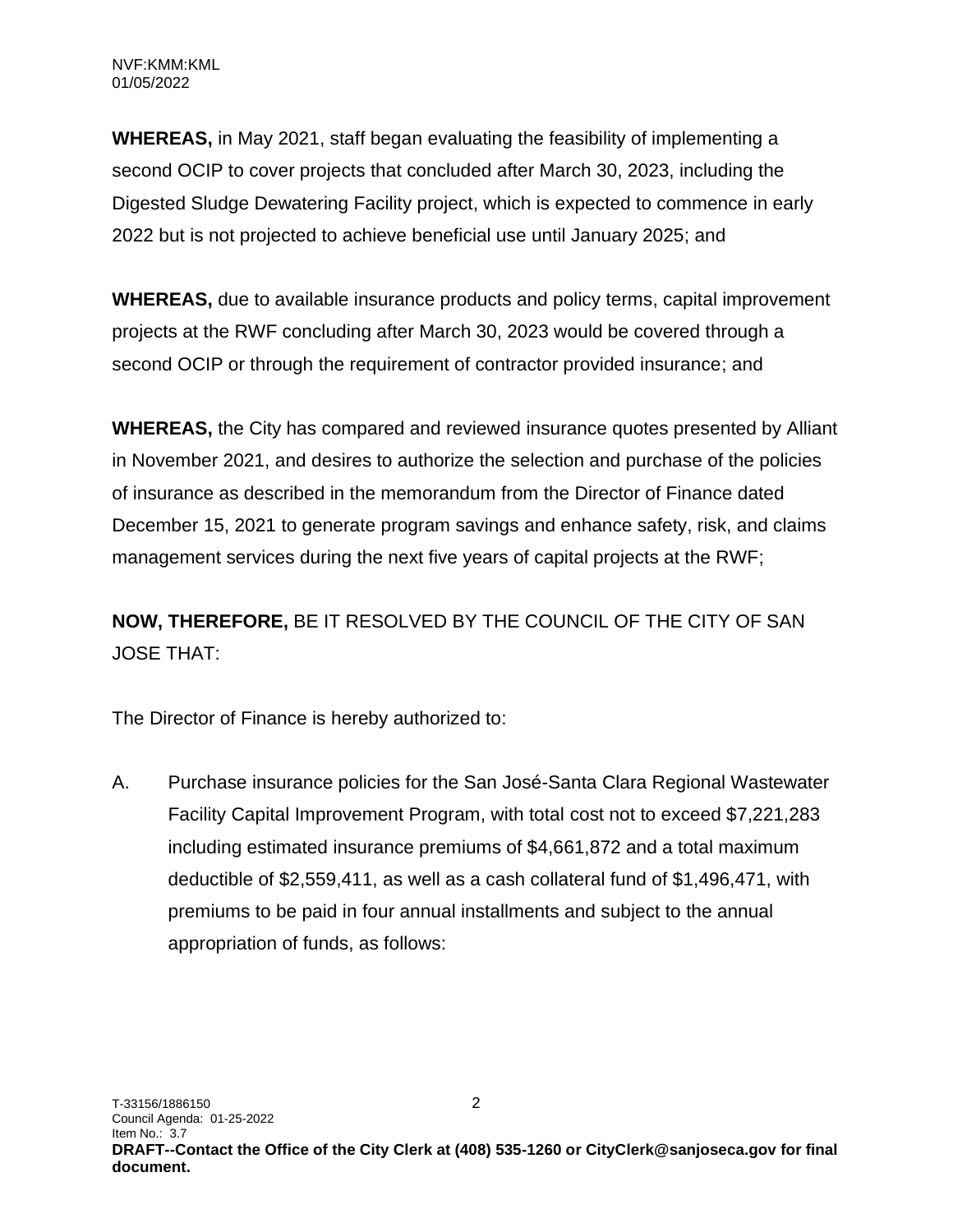**WHEREAS,** in May 2021, staff began evaluating the feasibility of implementing a second OCIP to cover projects that concluded after March 30, 2023, including the Digested Sludge Dewatering Facility project, which is expected to commence in early 2022 but is not projected to achieve beneficial use until January 2025; and

**WHEREAS,** due to available insurance products and policy terms, capital improvement projects at the RWF concluding after March 30, 2023 would be covered through a second OCIP or through the requirement of contractor provided insurance; and

**WHEREAS,** the City has compared and reviewed insurance quotes presented by Alliant in November 2021, and desires to authorize the selection and purchase of the policies of insurance as described in the memorandum from the Director of Finance dated December 15, 2021 to generate program savings and enhance safety, risk, and claims management services during the next five years of capital projects at the RWF;

**NOW, THEREFORE,** BE IT RESOLVED BY THE COUNCIL OF THE CITY OF SAN JOSE THAT:

The Director of Finance is hereby authorized to:

A. Purchase insurance policies for the San José-Santa Clara Regional Wastewater Facility Capital Improvement Program, with total cost not to exceed $7,221,283 including estimated insurance premiums of $4,661,872 and a total maximum deductible of $2,559,411, as well as a cash collateral fund of $1,496,471, with premiums to be paid in four annual installments and subject to the annual appropriation of funds, as follows: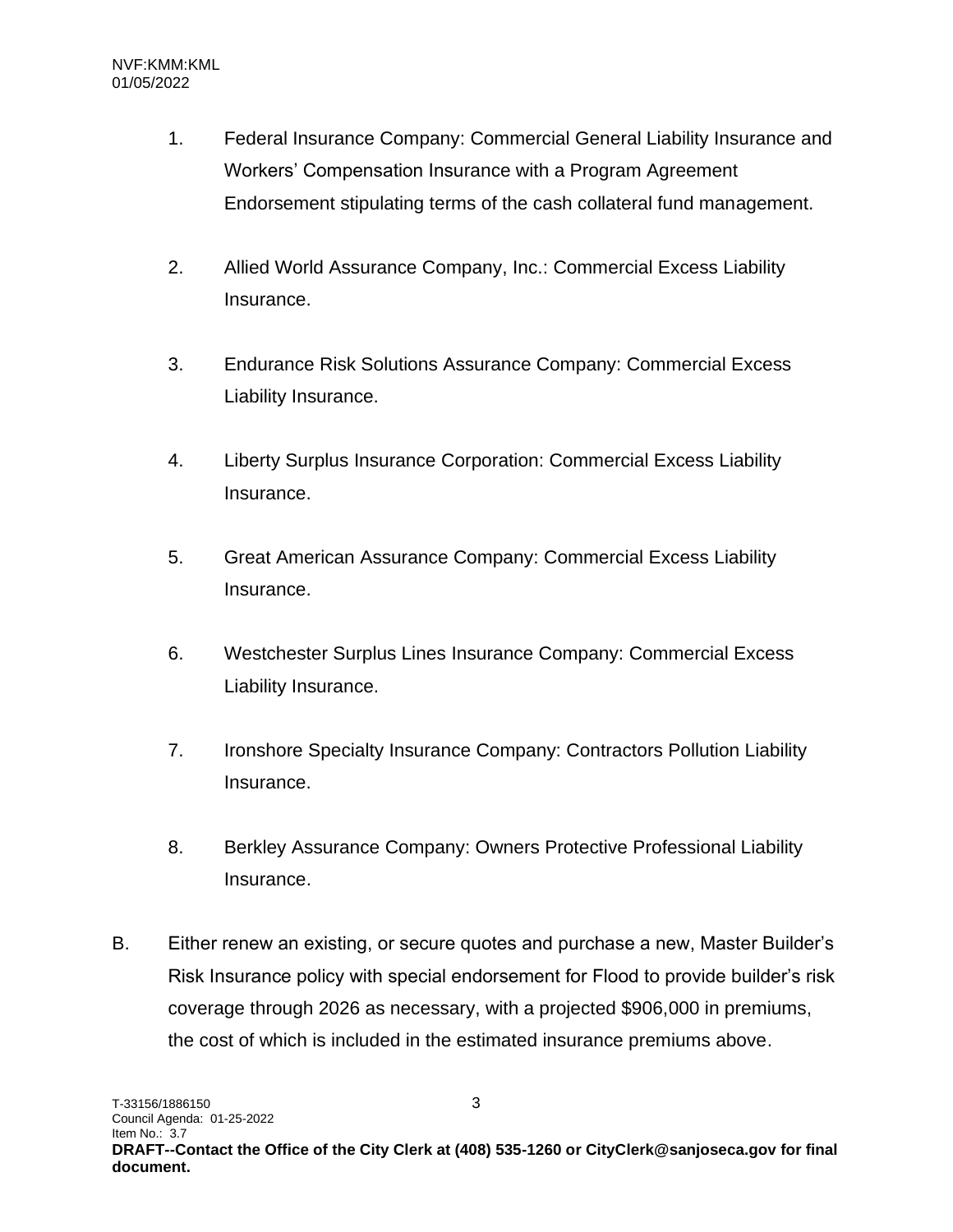1. Federal Insurance Company: Commercial General Liability Insurance and Workers' Compensation Insurance with a Program Agreement Endorsement stipulating terms of the cash collateral fund management.

2. Allied World Assurance Company, Inc.: Commercial Excess Liability Insurance.

3. Endurance Risk Solutions Assurance Company: Commercial Excess Liability Insurance.

4. Liberty Surplus Insurance Corporation: Commercial Excess Liability Insurance.

5. Great American Assurance Company: Commercial Excess Liability Insurance.

6. Westchester Surplus Lines Insurance Company: Commercial Excess Liability Insurance.

7. Ironshore Specialty Insurance Company: Contractors Pollution Liability Insurance.

8. Berkley Assurance Company: Owners Protective Professional Liability Insurance.

B. Either renew an existing, or secure quotes and purchase a new, Master Builder's Risk Insurance policy with special endorsement for Flood to provide builder's risk coverage through 2026 as necessary, with a projected $906,000 in premiums, the cost of which is included in the estimated insurance premiums above.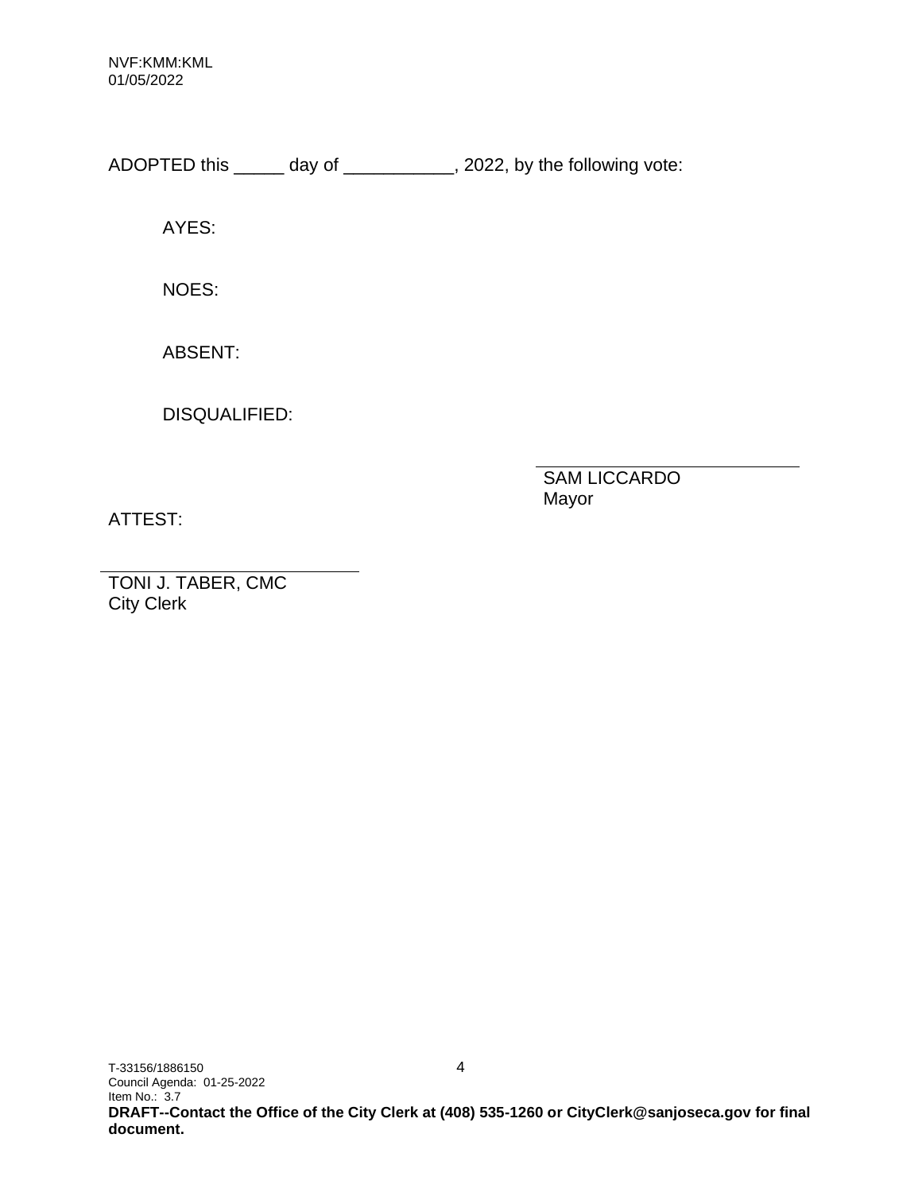NVF:KMM:KML
01/05/2022

ADOPTED this _____ day of ___________, 2022, by the following vote:

AYES:

NOES:

ABSENT:

DISQUALIFIED:

SAM LICCARDO
Mayor

ATTEST:

TONI J. TABER, CMC
City Clerk

T-33156/1886150
Council Agenda: 01-25-2022
Item No.: 3.7
**DRAFT--Contact the Office of the City Clerk at (408) 535-1260 or CityClerk@sanjoseca.gov for final document.**